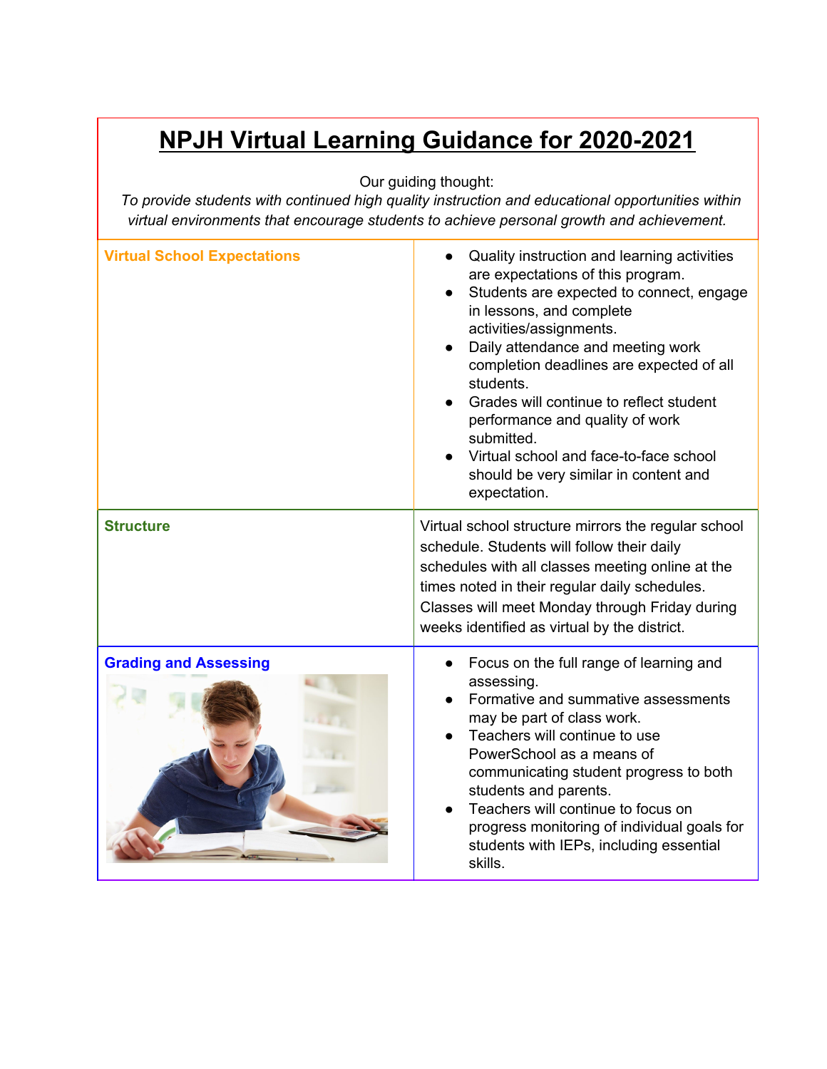# NPJH Virtual Learning Guidance for 2020-2021

Our guiding thought:

*To provide students with continued high quality instruction and educational opportunities within virtual environments that encourage students to achieve personal growth and achievement.*

| | |
|---|---|
| **Virtual School Expectations** | • Quality instruction and learning activities are expectations of this program.<br>• Students are expected to connect, engage in lessons, and complete activities/assignments.<br>• Daily attendance and meeting work completion deadlines are expected of all students.<br>• Grades will continue to reflect student performance and quality of work submitted.<br>• Virtual school and face-to-face school should be very similar in content and expectation. |
| **Structure** | Virtual school structure mirrors the regular school schedule. Students will follow their daily schedules with all classes meeting online at the times noted in their regular daily schedules. Classes will meet Monday through Friday during weeks identified as virtual by the district. |
| **Grading and Assessing** | • Focus on the full range of learning and assessing.<br>• Formative and summative assessments may be part of class work.<br>• Teachers will continue to use PowerSchool as a means of communicating student progress to both students and parents.<br>• Teachers will continue to focus on progress monitoring of individual goals for students with IEPs, including essential skills. |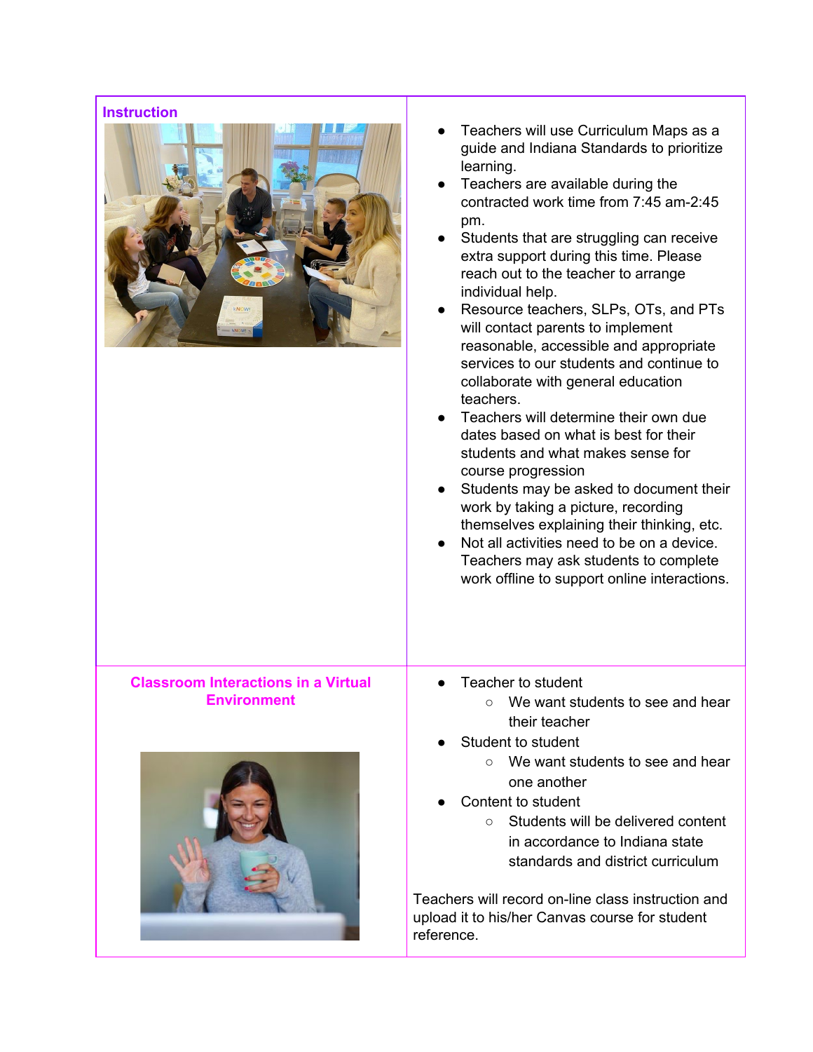| Instruction | |
|---|---|
| **Instruction** | • Teachers will use Curriculum Maps as a guide and Indiana Standards to prioritize learning.<br>• Teachers are available during the contracted work time from 7:45 am-2:45 pm.<br>• Students that are struggling can receive extra support during this time. Please reach out to the teacher to arrange individual help.<br>• Resource teachers, SLPs, OTs, and PTs will contact parents to implement reasonable, accessible and appropriate services to our students and continue to collaborate with general education teachers.<br>• Teachers will determine their own due dates based on what is best for their students and what makes sense for course progression<br>• Students may be asked to document their work by taking a picture, recording themselves explaining their thinking, etc.<br>• Not all activities need to be on a device. Teachers may ask students to complete work offline to support online interactions. |
| **Classroom Interactions in a Virtual Environment** | • Teacher to student<br>  ○ We want students to see and hear their teacher<br>• Student to student<br>  ○ We want students to see and hear one another<br>• Content to student<br>  ○ Students will be delivered content in accordance to Indiana state standards and district curriculum<br><br>Teachers will record on-line class instruction and upload it to his/her Canvas course for student reference. |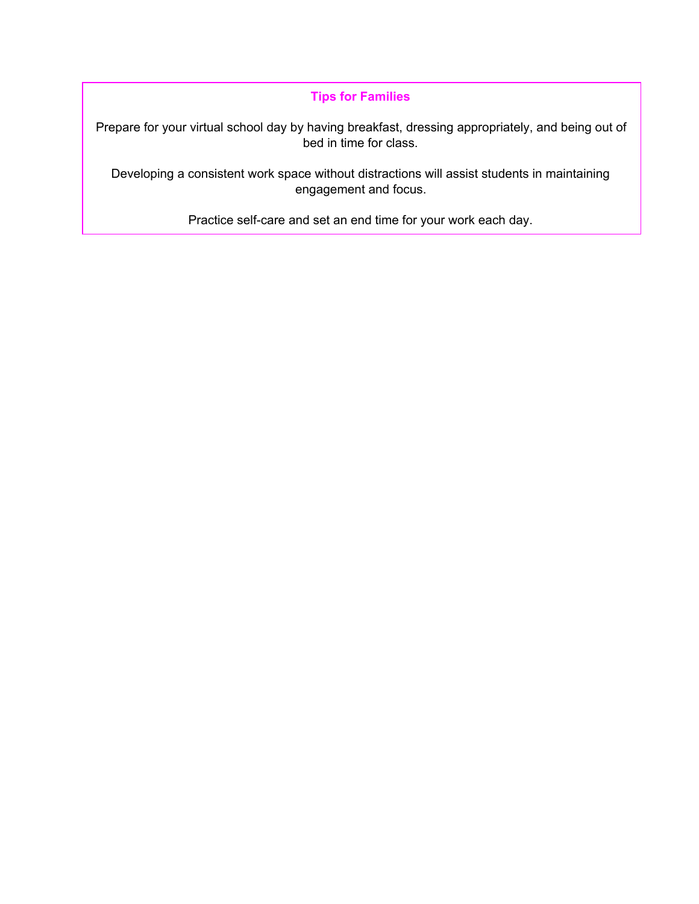**Tips for Families**

Prepare for your virtual school day by having breakfast, dressing appropriately, and being out of bed in time for class.

Developing a consistent work space without distractions will assist students in maintaining engagement and focus.

Practice self-care and set an end time for your work each day.